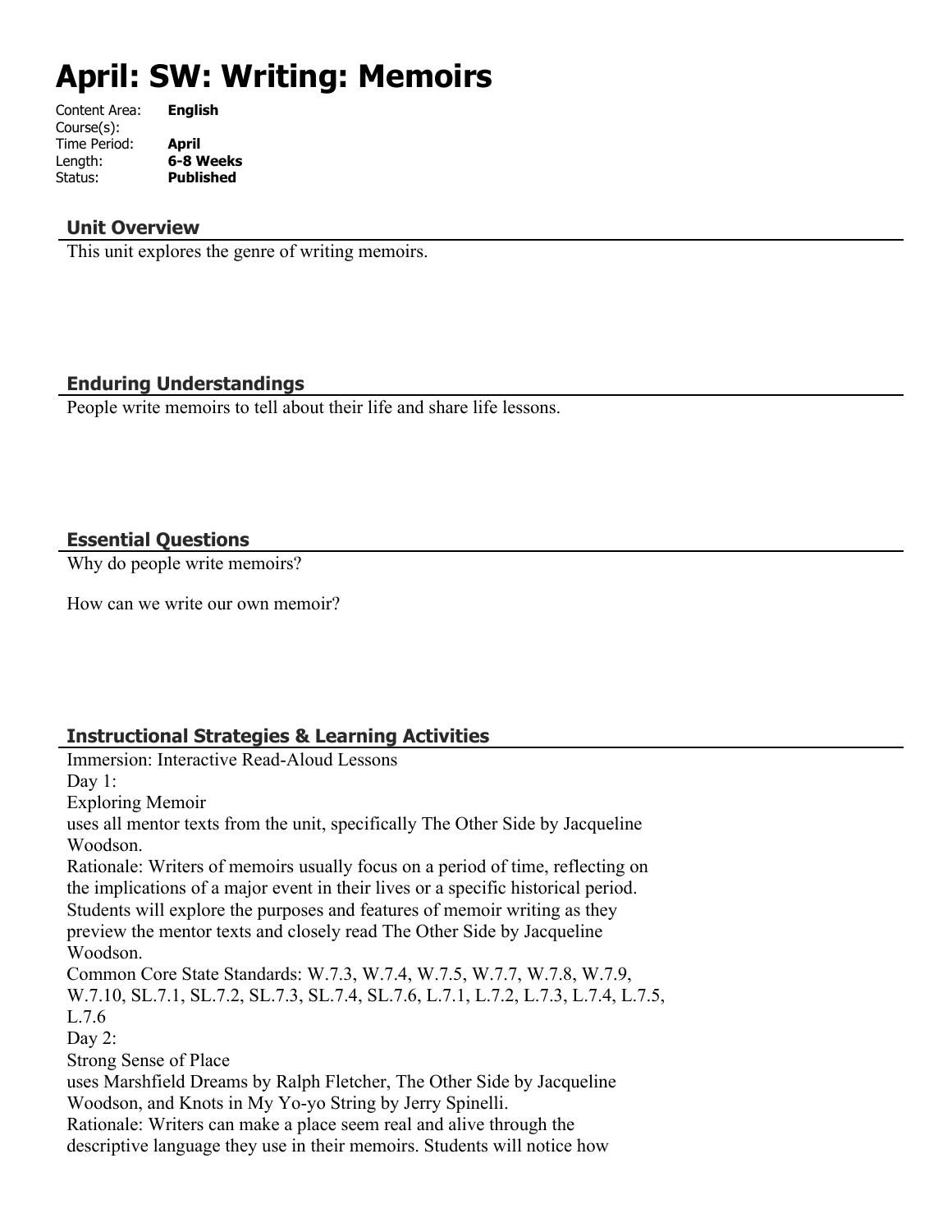# April: SW: Writing: Memoirs

Content Area: **English**
Course(s):
Time Period: **April**
Length: **6-8 Weeks**
Status: **Published**

## Unit Overview

This unit explores the genre of writing memoirs.

## Enduring Understandings

People write memoirs to tell about their life and share life lessons.

## Essential Questions

Why do people write memoirs?

How can we write our own memoir?

## Instructional Strategies & Learning Activities

Immersion: Interactive Read-Aloud Lessons
Day 1:
Exploring Memoir
uses all mentor texts from the unit, specifically The Other Side by Jacqueline Woodson.
Rationale: Writers of memoirs usually focus on a period of time, reflecting on the implications of a major event in their lives or a specific historical period. Students will explore the purposes and features of memoir writing as they preview the mentor texts and closely read The Other Side by Jacqueline Woodson.
Common Core State Standards: W.7.3, W.7.4, W.7.5, W.7.7, W.7.8, W.7.9, W.7.10, SL.7.1, SL.7.2, SL.7.3, SL.7.4, SL.7.6, L.7.1, L.7.2, L.7.3, L.7.4, L.7.5, L.7.6
Day 2:
Strong Sense of Place
uses Marshfield Dreams by Ralph Fletcher, The Other Side by Jacqueline Woodson, and Knots in My Yo-yo String by Jerry Spinelli.
Rationale: Writers can make a place seem real and alive through the descriptive language they use in their memoirs. Students will notice how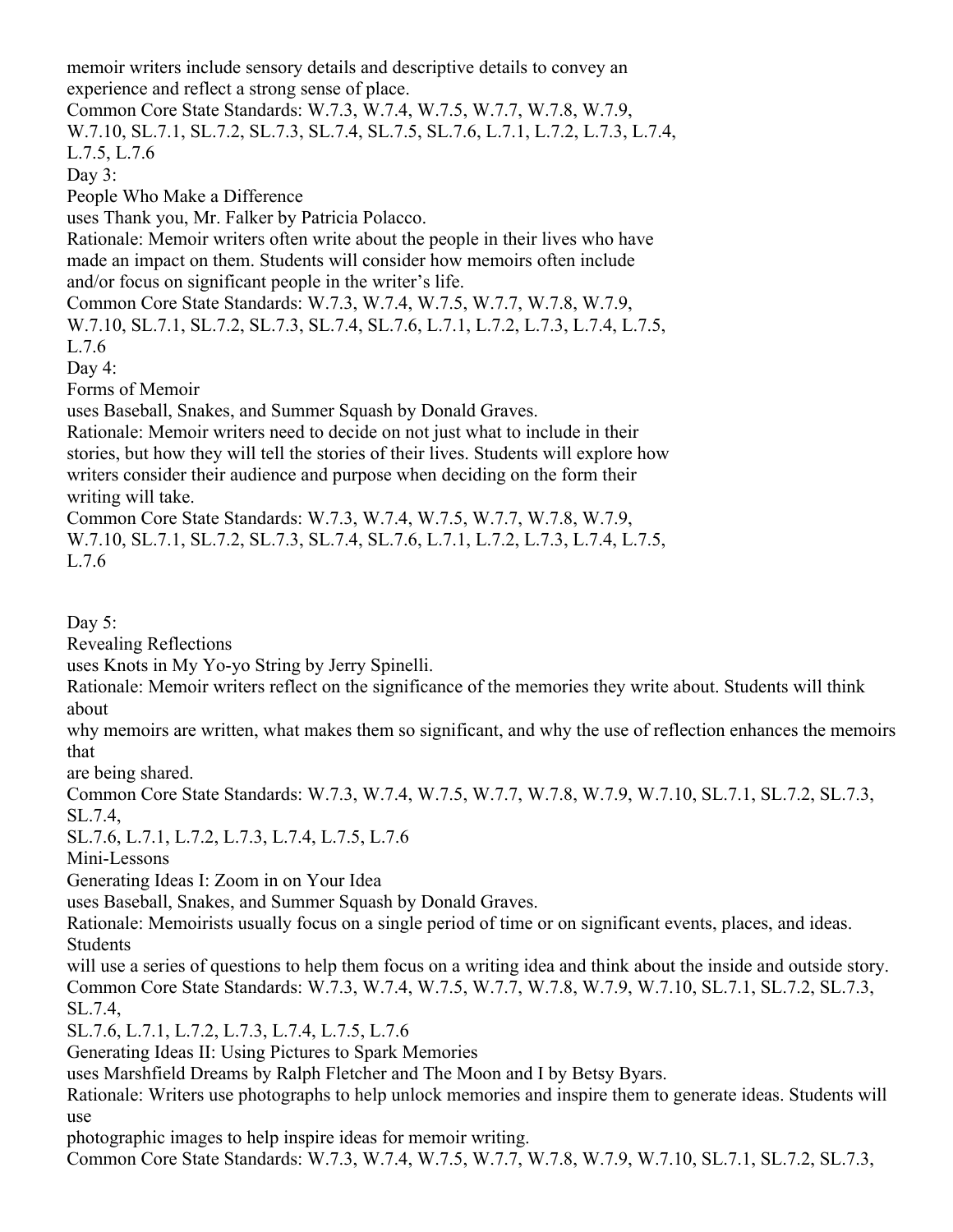memoir writers include sensory details and descriptive details to convey an experience and reflect a strong sense of place.

Common Core State Standards: W.7.3, W.7.4, W.7.5, W.7.7, W.7.8, W.7.9, W.7.10, SL.7.1, SL.7.2, SL.7.3, SL.7.4, SL.7.5, SL.7.6, L.7.1, L.7.2, L.7.3, L.7.4, L.7.5, L.7.6

Day 3:

People Who Make a Difference

uses Thank you, Mr. Falker by Patricia Polacco.

Rationale: Memoir writers often write about the people in their lives who have made an impact on them. Students will consider how memoirs often include and/or focus on significant people in the writer's life.

Common Core State Standards: W.7.3, W.7.4, W.7.5, W.7.7, W.7.8, W.7.9, W.7.10, SL.7.1, SL.7.2, SL.7.3, SL.7.4, SL.7.6, L.7.1, L.7.2, L.7.3, L.7.4, L.7.5, L.7.6

Day 4:

Forms of Memoir

uses Baseball, Snakes, and Summer Squash by Donald Graves.

Rationale: Memoir writers need to decide on not just what to include in their stories, but how they will tell the stories of their lives. Students will explore how writers consider their audience and purpose when deciding on the form their writing will take.

Common Core State Standards: W.7.3, W.7.4, W.7.5, W.7.7, W.7.8, W.7.9, W.7.10, SL.7.1, SL.7.2, SL.7.3, SL.7.4, SL.7.6, L.7.1, L.7.2, L.7.3, L.7.4, L.7.5, L.7.6

Day 5:

Revealing Reflections

uses Knots in My Yo-yo String by Jerry Spinelli.

Rationale: Memoir writers reflect on the significance of the memories they write about. Students will think about why memoirs are written, what makes them so significant, and why the use of reflection enhances the memoirs that are being shared.

Common Core State Standards: W.7.3, W.7.4, W.7.5, W.7.7, W.7.8, W.7.9, W.7.10, SL.7.1, SL.7.2, SL.7.3, SL.7.4, SL.7.6, L.7.1, L.7.2, L.7.3, L.7.4, L.7.5, L.7.6

Mini-Lessons

Generating Ideas I: Zoom in on Your Idea

uses Baseball, Snakes, and Summer Squash by Donald Graves.

Rationale: Memoirists usually focus on a single period of time or on significant events, places, and ideas. Students will use a series of questions to help them focus on a writing idea and think about the inside and outside story.

Common Core State Standards: W.7.3, W.7.4, W.7.5, W.7.7, W.7.8, W.7.9, W.7.10, SL.7.1, SL.7.2, SL.7.3, SL.7.4, SL.7.6, L.7.1, L.7.2, L.7.3, L.7.4, L.7.5, L.7.6

Generating Ideas II: Using Pictures to Spark Memories

uses Marshfield Dreams by Ralph Fletcher and The Moon and I by Betsy Byars.

Rationale: Writers use photographs to help unlock memories and inspire them to generate ideas. Students will use photographic images to help inspire ideas for memoir writing.

Common Core State Standards: W.7.3, W.7.4, W.7.5, W.7.7, W.7.8, W.7.9, W.7.10, SL.7.1, SL.7.2, SL.7.3,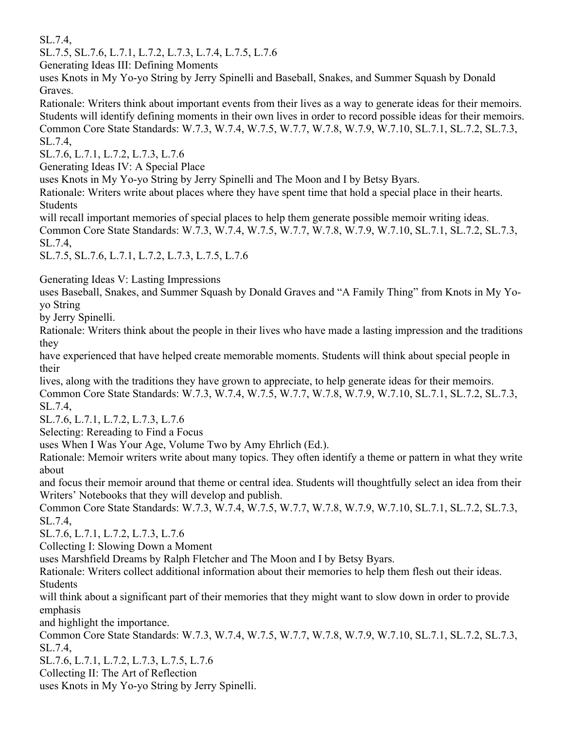SL.7.4,
SL.7.5, SL.7.6, L.7.1, L.7.2, L.7.3, L.7.4, L.7.5, L.7.6

Generating Ideas III: Defining Moments

uses Knots in My Yo-yo String by Jerry Spinelli and Baseball, Snakes, and Summer Squash by Donald Graves.

Rationale: Writers think about important events from their lives as a way to generate ideas for their memoirs. Students will identify defining moments in their own lives in order to record possible ideas for their memoirs.

Common Core State Standards: W.7.3, W.7.4, W.7.5, W.7.7, W.7.8, W.7.9, W.7.10, SL.7.1, SL.7.2, SL.7.3, SL.7.4,
SL.7.6, L.7.1, L.7.2, L.7.3, L.7.6

Generating Ideas IV: A Special Place

uses Knots in My Yo-yo String by Jerry Spinelli and The Moon and I by Betsy Byars.

Rationale: Writers write about places where they have spent time that hold a special place in their hearts. Students
will recall important memories of special places to help them generate possible memoir writing ideas.

Common Core State Standards: W.7.3, W.7.4, W.7.5, W.7.7, W.7.8, W.7.9, W.7.10, SL.7.1, SL.7.2, SL.7.3, SL.7.4,
SL.7.5, SL.7.6, L.7.1, L.7.2, L.7.3, L.7.5, L.7.6

Generating Ideas V: Lasting Impressions

uses Baseball, Snakes, and Summer Squash by Donald Graves and "A Family Thing" from Knots in My Yo-yo String
by Jerry Spinelli.

Rationale: Writers think about the people in their lives who have made a lasting impression and the traditions they
have experienced that have helped create memorable moments. Students will think about special people in their
lives, along with the traditions they have grown to appreciate, to help generate ideas for their memoirs.

Common Core State Standards: W.7.3, W.7.4, W.7.5, W.7.7, W.7.8, W.7.9, W.7.10, SL.7.1, SL.7.2, SL.7.3, SL.7.4,
SL.7.6, L.7.1, L.7.2, L.7.3, L.7.6

Selecting: Rereading to Find a Focus

uses When I Was Your Age, Volume Two by Amy Ehrlich (Ed.).

Rationale: Memoir writers write about many topics. They often identify a theme or pattern in what they write about
and focus their memoir around that theme or central idea. Students will thoughtfully select an idea from their Writers' Notebooks that they will develop and publish.

Common Core State Standards: W.7.3, W.7.4, W.7.5, W.7.7, W.7.8, W.7.9, W.7.10, SL.7.1, SL.7.2, SL.7.3, SL.7.4,
SL.7.6, L.7.1, L.7.2, L.7.3, L.7.6

Collecting I: Slowing Down a Moment

uses Marshfield Dreams by Ralph Fletcher and The Moon and I by Betsy Byars.

Rationale: Writers collect additional information about their memories to help them flesh out their ideas. Students
will think about a significant part of their memories that they might want to slow down in order to provide emphasis
and highlight the importance.

Common Core State Standards: W.7.3, W.7.4, W.7.5, W.7.7, W.7.8, W.7.9, W.7.10, SL.7.1, SL.7.2, SL.7.3, SL.7.4,
SL.7.6, L.7.1, L.7.2, L.7.3, L.7.5, L.7.6

Collecting II: The Art of Reflection

uses Knots in My Yo-yo String by Jerry Spinelli.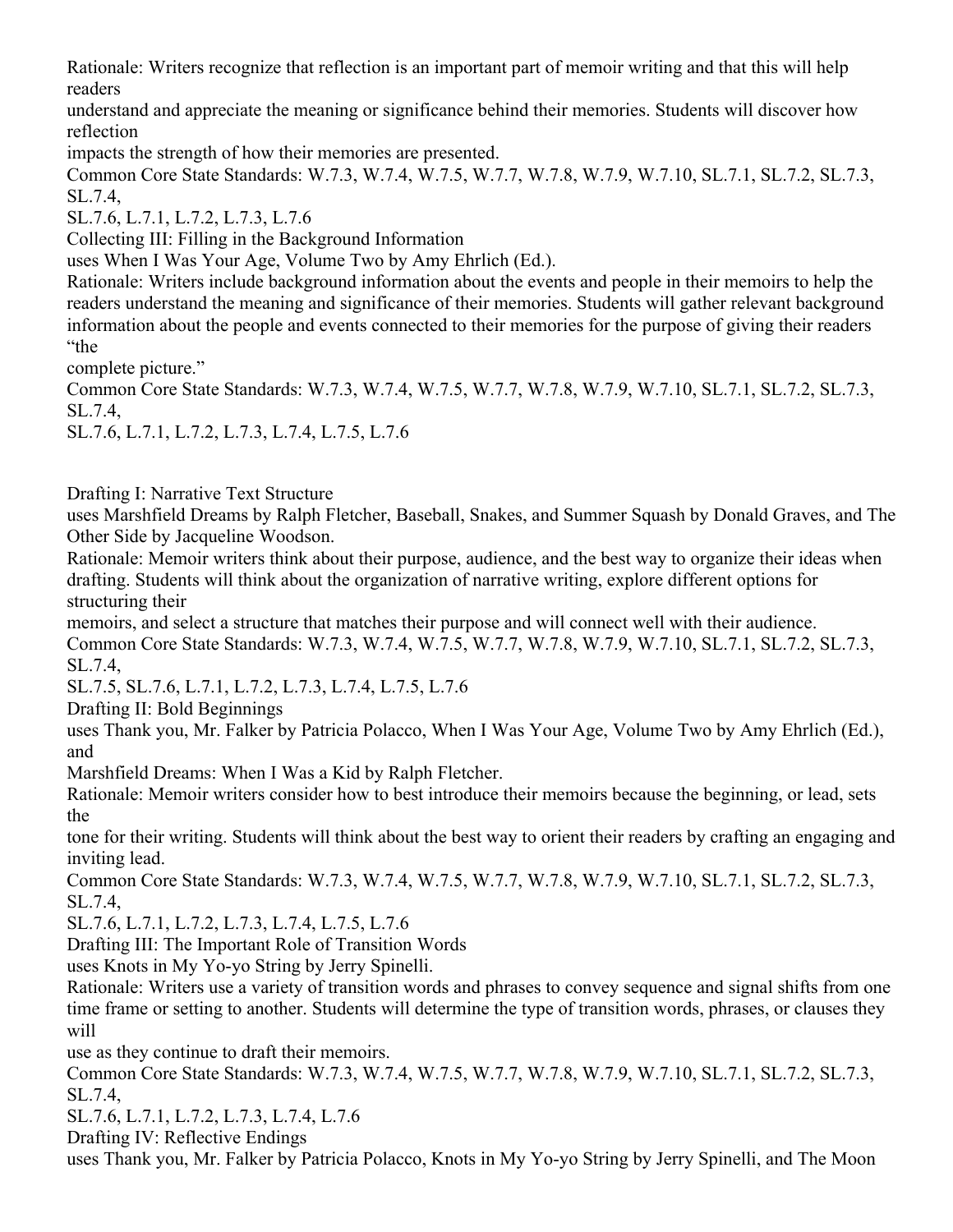Rationale: Writers recognize that reflection is an important part of memoir writing and that this will help readers understand and appreciate the meaning or significance behind their memories. Students will discover how reflection impacts the strength of how their memories are presented.

Common Core State Standards: W.7.3, W.7.4, W.7.5, W.7.7, W.7.8, W.7.9, W.7.10, SL.7.1, SL.7.2, SL.7.3, SL.7.4, SL.7.6, L.7.1, L.7.2, L.7.3, L.7.6

Collecting III: Filling in the Background Information

uses When I Was Your Age, Volume Two by Amy Ehrlich (Ed.).

Rationale: Writers include background information about the events and people in their memoirs to help the readers understand the meaning and significance of their memories. Students will gather relevant background information about the people and events connected to their memories for the purpose of giving their readers "the complete picture."

Common Core State Standards: W.7.3, W.7.4, W.7.5, W.7.7, W.7.8, W.7.9, W.7.10, SL.7.1, SL.7.2, SL.7.3, SL.7.4, SL.7.6, L.7.1, L.7.2, L.7.3, L.7.4, L.7.5, L.7.6

Drafting I: Narrative Text Structure

uses Marshfield Dreams by Ralph Fletcher, Baseball, Snakes, and Summer Squash by Donald Graves, and The Other Side by Jacqueline Woodson.

Rationale: Memoir writers think about their purpose, audience, and the best way to organize their ideas when drafting. Students will think about the organization of narrative writing, explore different options for structuring their memoirs, and select a structure that matches their purpose and will connect well with their audience.

Common Core State Standards: W.7.3, W.7.4, W.7.5, W.7.7, W.7.8, W.7.9, W.7.10, SL.7.1, SL.7.2, SL.7.3, SL.7.4, SL.7.5, SL.7.6, L.7.1, L.7.2, L.7.3, L.7.4, L.7.5, L.7.6

Drafting II: Bold Beginnings

uses Thank you, Mr. Falker by Patricia Polacco, When I Was Your Age, Volume Two by Amy Ehrlich (Ed.), and Marshfield Dreams: When I Was a Kid by Ralph Fletcher.

Rationale: Memoir writers consider how to best introduce their memoirs because the beginning, or lead, sets the tone for their writing. Students will think about the best way to orient their readers by crafting an engaging and inviting lead.

Common Core State Standards: W.7.3, W.7.4, W.7.5, W.7.7, W.7.8, W.7.9, W.7.10, SL.7.1, SL.7.2, SL.7.3, SL.7.4, SL.7.6, L.7.1, L.7.2, L.7.3, L.7.4, L.7.5, L.7.6

Drafting III: The Important Role of Transition Words

uses Knots in My Yo-yo String by Jerry Spinelli.

Rationale: Writers use a variety of transition words and phrases to convey sequence and signal shifts from one time frame or setting to another. Students will determine the type of transition words, phrases, or clauses they will use as they continue to draft their memoirs.

Common Core State Standards: W.7.3, W.7.4, W.7.5, W.7.7, W.7.8, W.7.9, W.7.10, SL.7.1, SL.7.2, SL.7.3, SL.7.4, SL.7.6, L.7.1, L.7.2, L.7.3, L.7.4, L.7.6

Drafting IV: Reflective Endings

uses Thank you, Mr. Falker by Patricia Polacco, Knots in My Yo-yo String by Jerry Spinelli, and The Moon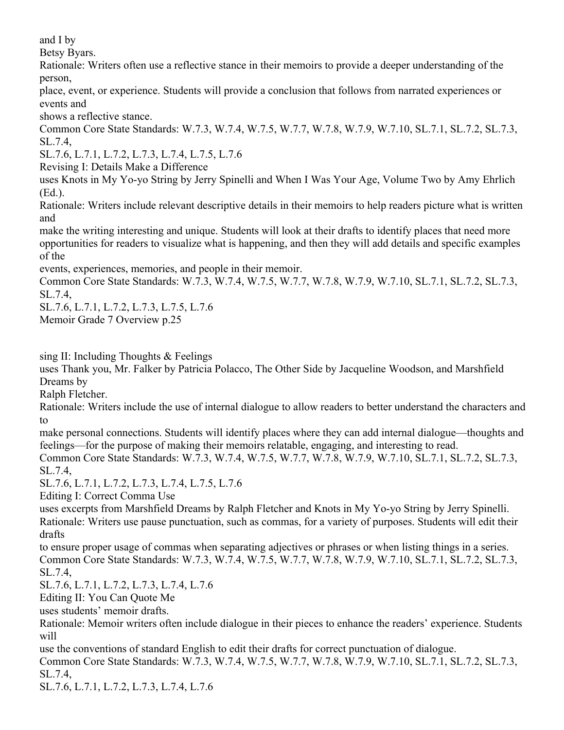and I by
Betsy Byars.

Rationale: Writers often use a reflective stance in their memoirs to provide a deeper understanding of the person, place, event, or experience. Students will provide a conclusion that follows from narrated experiences or events and shows a reflective stance.

Common Core State Standards: W.7.3, W.7.4, W.7.5, W.7.7, W.7.8, W.7.9, W.7.10, SL.7.1, SL.7.2, SL.7.3, SL.7.4, SL.7.6, L.7.1, L.7.2, L.7.3, L.7.4, L.7.5, L.7.6

Revising I: Details Make a Difference

uses Knots in My Yo-yo String by Jerry Spinelli and When I Was Your Age, Volume Two by Amy Ehrlich (Ed.).

Rationale: Writers include relevant descriptive details in their memoirs to help readers picture what is written and make the writing interesting and unique. Students will look at their drafts to identify places that need more opportunities for readers to visualize what is happening, and then they will add details and specific examples of the events, experiences, memories, and people in their memoir.

Common Core State Standards: W.7.3, W.7.4, W.7.5, W.7.7, W.7.8, W.7.9, W.7.10, SL.7.1, SL.7.2, SL.7.3, SL.7.4, SL.7.6, L.7.1, L.7.2, L.7.3, L.7.5, L.7.6

sing II: Including Thoughts & Feelings

uses Thank you, Mr. Falker by Patricia Polacco, The Other Side by Jacqueline Woodson, and Marshfield Dreams by Ralph Fletcher.

Rationale: Writers include the use of internal dialogue to allow readers to better understand the characters and to make personal connections. Students will identify places where they can add internal dialogue—thoughts and feelings—for the purpose of making their memoirs relatable, engaging, and interesting to read.

Common Core State Standards: W.7.3, W.7.4, W.7.5, W.7.7, W.7.8, W.7.9, W.7.10, SL.7.1, SL.7.2, SL.7.3, SL.7.4, SL.7.6, L.7.1, L.7.2, L.7.3, L.7.4, L.7.5, L.7.6

Editing I: Correct Comma Use

uses excerpts from Marshfield Dreams by Ralph Fletcher and Knots in My Yo-yo String by Jerry Spinelli.

Rationale: Writers use pause punctuation, such as commas, for a variety of purposes. Students will edit their drafts to ensure proper usage of commas when separating adjectives or phrases or when listing things in a series.

Common Core State Standards: W.7.3, W.7.4, W.7.5, W.7.7, W.7.8, W.7.9, W.7.10, SL.7.1, SL.7.2, SL.7.3, SL.7.4, SL.7.6, L.7.1, L.7.2, L.7.3, L.7.4, L.7.6

Editing II: You Can Quote Me

uses students' memoir drafts.

Rationale: Memoir writers often include dialogue in their pieces to enhance the readers' experience. Students will use the conventions of standard English to edit their drafts for correct punctuation of dialogue.

Common Core State Standards: W.7.3, W.7.4, W.7.5, W.7.7, W.7.8, W.7.9, W.7.10, SL.7.1, SL.7.2, SL.7.3, SL.7.4, SL.7.6, L.7.1, L.7.2, L.7.3, L.7.4, L.7.6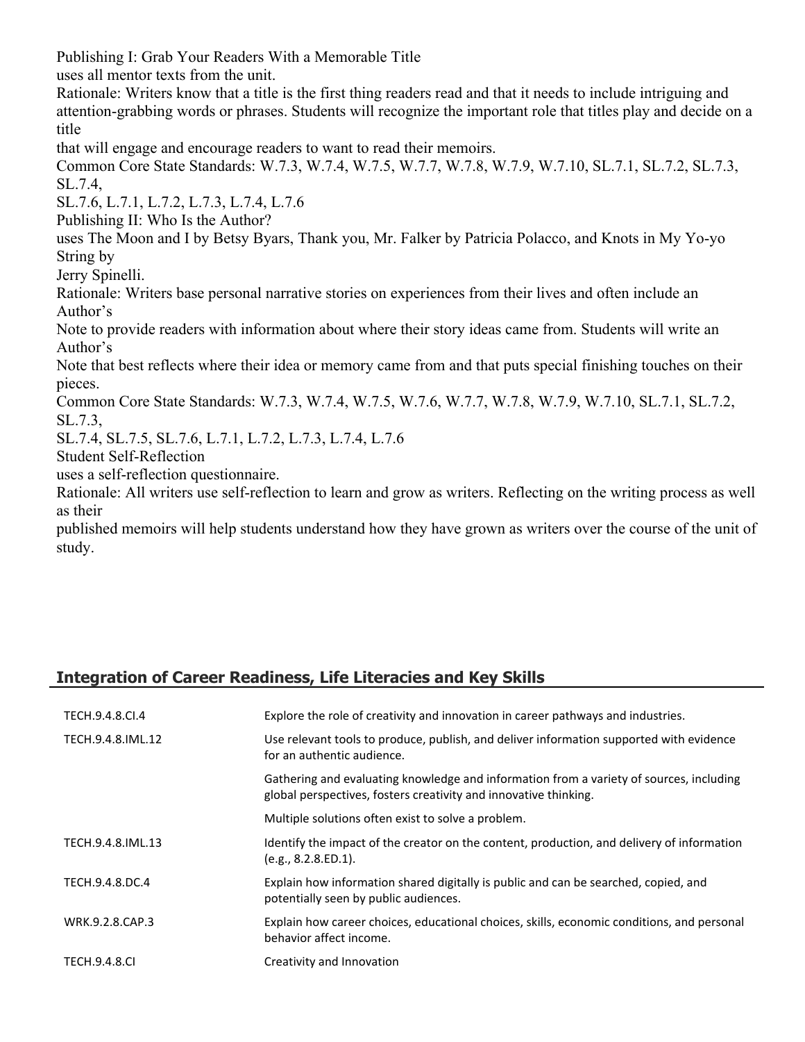Publishing I: Grab Your Readers With a Memorable Title
uses all mentor texts from the unit.
Rationale: Writers know that a title is the first thing readers read and that it needs to include intriguing and attention-grabbing words or phrases. Students will recognize the important role that titles play and decide on a title
that will engage and encourage readers to want to read their memoirs.
Common Core State Standards: W.7.3, W.7.4, W.7.5, W.7.7, W.7.8, W.7.9, W.7.10, SL.7.1, SL.7.2, SL.7.3, SL.7.4,
SL.7.6, L.7.1, L.7.2, L.7.3, L.7.4, L.7.6
Publishing II: Who Is the Author?
uses The Moon and I by Betsy Byars, Thank you, Mr. Falker by Patricia Polacco, and Knots in My Yo-yo String by
Jerry Spinelli.
Rationale: Writers base personal narrative stories on experiences from their lives and often include an Author's
Note to provide readers with information about where their story ideas came from. Students will write an Author's
Note that best reflects where their idea or memory came from and that puts special finishing touches on their pieces.
Common Core State Standards: W.7.3, W.7.4, W.7.5, W.7.6, W.7.7, W.7.8, W.7.9, W.7.10, SL.7.1, SL.7.2, SL.7.3,
SL.7.4, SL.7.5, SL.7.6, L.7.1, L.7.2, L.7.3, L.7.4, L.7.6
Student Self-Reflection
uses a self-reflection questionnaire.
Rationale: All writers use self-reflection to learn and grow as writers. Reflecting on the writing process as well as their
published memoirs will help students understand how they have grown as writers over the course of the unit of study.

## Integration of Career Readiness, Life Literacies and Key Skills

| | |
|---|---|
| TECH.9.4.8.CI.4 | Explore the role of creativity and innovation in career pathways and industries. |
| TECH.9.4.8.IML.12 | Use relevant tools to produce, publish, and deliver information supported with evidence for an authentic audience. |
| | Gathering and evaluating knowledge and information from a variety of sources, including global perspectives, fosters creativity and innovative thinking. |
| | Multiple solutions often exist to solve a problem. |
| TECH.9.4.8.IML.13 | Identify the impact of the creator on the content, production, and delivery of information (e.g., 8.2.8.ED.1). |
| TECH.9.4.8.DC.4 | Explain how information shared digitally is public and can be searched, copied, and potentially seen by public audiences. |
| WRK.9.2.8.CAP.3 | Explain how career choices, educational choices, skills, economic conditions, and personal behavior affect income. |
| TECH.9.4.8.CI | Creativity and Innovation |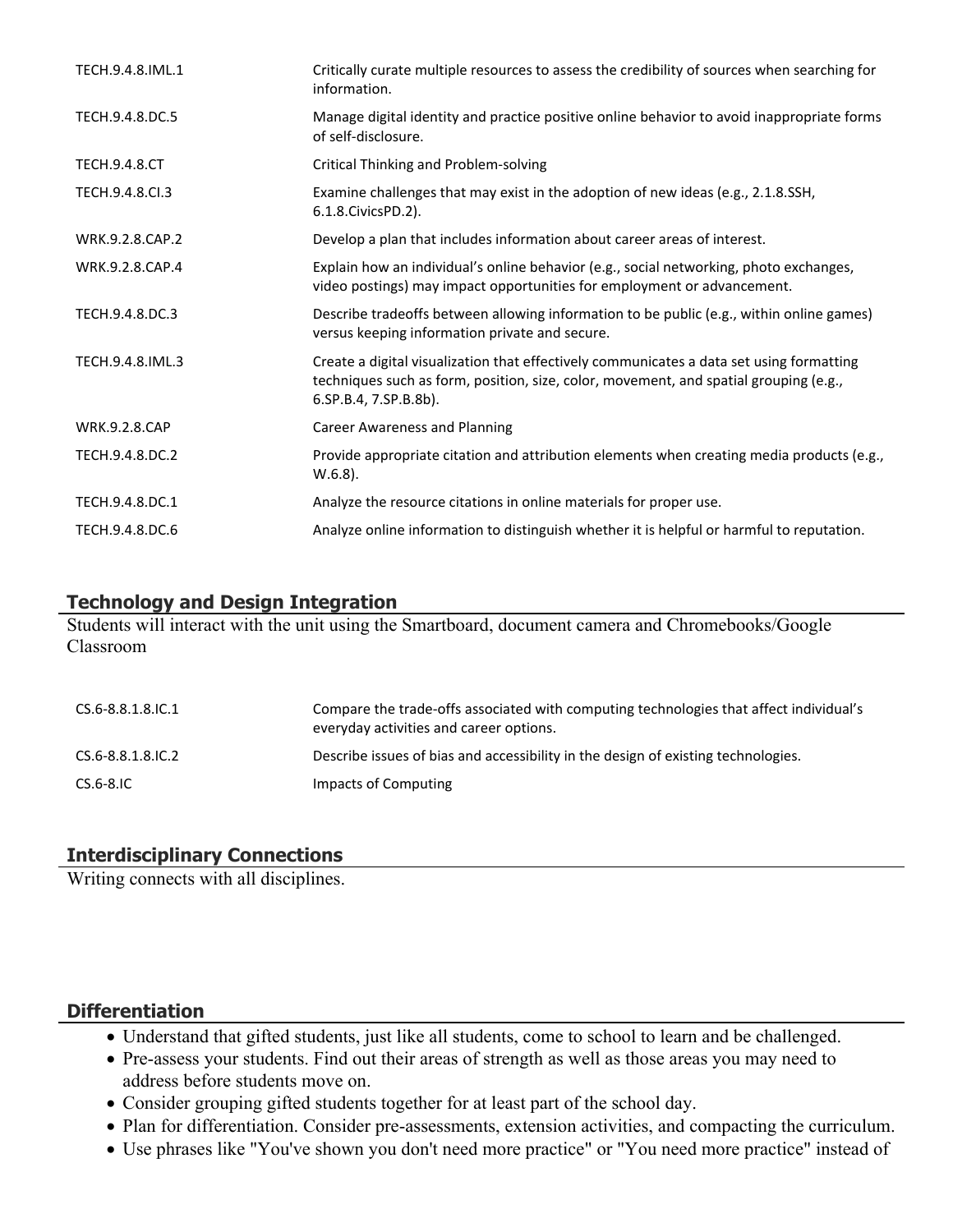| | |
|---|---|
| TECH.9.4.8.IML.1 | Critically curate multiple resources to assess the credibility of sources when searching for information. |
| TECH.9.4.8.DC.5 | Manage digital identity and practice positive online behavior to avoid inappropriate forms of self-disclosure. |
| TECH.9.4.8.CT | Critical Thinking and Problem-solving |
| TECH.9.4.8.CI.3 | Examine challenges that may exist in the adoption of new ideas (e.g., 2.1.8.SSH, 6.1.8.CivicsPD.2). |
| WRK.9.2.8.CAP.2 | Develop a plan that includes information about career areas of interest. |
| WRK.9.2.8.CAP.4 | Explain how an individual's online behavior (e.g., social networking, photo exchanges, video postings) may impact opportunities for employment or advancement. |
| TECH.9.4.8.DC.3 | Describe tradeoffs between allowing information to be public (e.g., within online games) versus keeping information private and secure. |
| TECH.9.4.8.IML.3 | Create a digital visualization that effectively communicates a data set using formatting techniques such as form, position, size, color, movement, and spatial grouping (e.g., 6.SP.B.4, 7.SP.B.8b). |
| WRK.9.2.8.CAP | Career Awareness and Planning |
| TECH.9.4.8.DC.2 | Provide appropriate citation and attribution elements when creating media products (e.g., W.6.8). |
| TECH.9.4.8.DC.1 | Analyze the resource citations in online materials for proper use. |
| TECH.9.4.8.DC.6 | Analyze online information to distinguish whether it is helpful or harmful to reputation. |

## Technology and Design Integration

Students will interact with the unit using the Smartboard, document camera and Chromebooks/Google Classroom

| | |
|---|---|
| CS.6-8.8.1.8.IC.1 | Compare the trade-offs associated with computing technologies that affect individual's everyday activities and career options. |
| CS.6-8.8.1.8.IC.2 | Describe issues of bias and accessibility in the design of existing technologies. |
| CS.6-8.IC | Impacts of Computing |

## Interdisciplinary Connections

Writing connects with all disciplines.

## Differentiation

- Understand that gifted students, just like all students, come to school to learn and be challenged.
- Pre-assess your students. Find out their areas of strength as well as those areas you may need to address before students move on.
- Consider grouping gifted students together for at least part of the school day.
- Plan for differentiation. Consider pre-assessments, extension activities, and compacting the curriculum.
- Use phrases like "You've shown you don't need more practice" or "You need more practice" instead of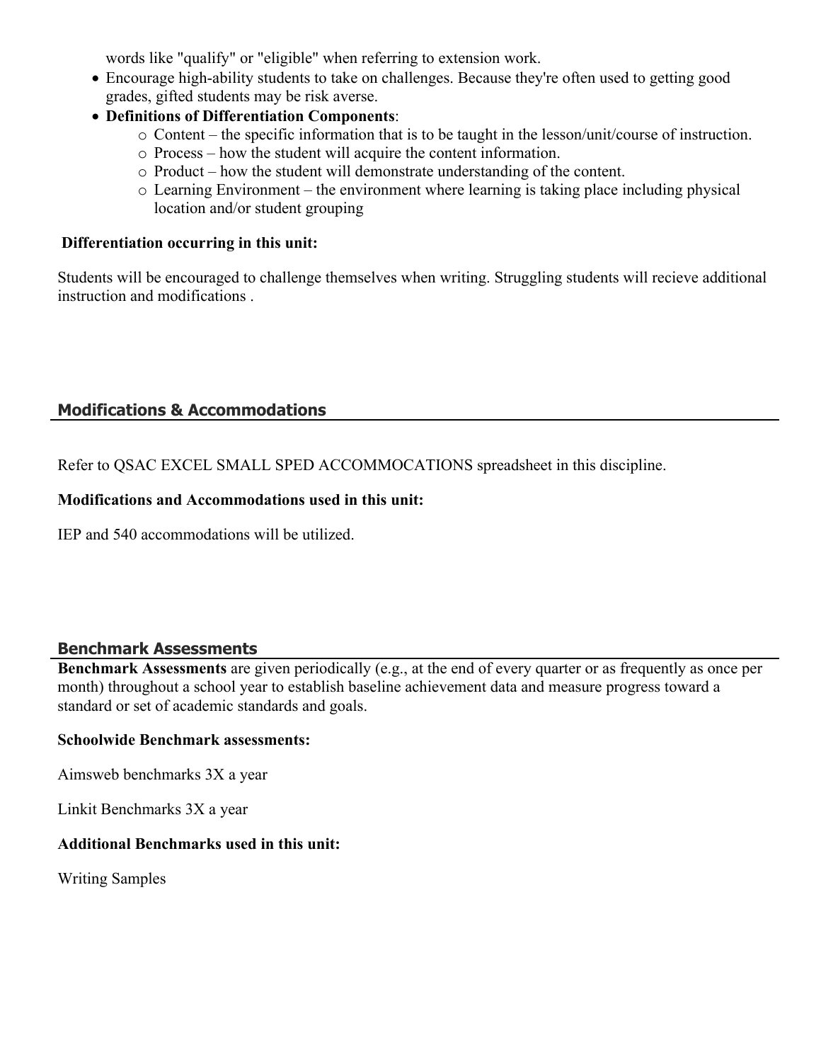words like "qualify" or "eligible" when referring to extension work.

- Encourage high-ability students to take on challenges. Because they're often used to getting good grades, gifted students may be risk averse.
- **Definitions of Differentiation Components**:
  - Content – the specific information that is to be taught in the lesson/unit/course of instruction.
  - Process – how the student will acquire the content information.
  - Product – how the student will demonstrate understanding of the content.
  - Learning Environment – the environment where learning is taking place including physical location and/or student grouping

**Differentiation occurring in this unit:**

Students will be encouraged to challenge themselves when writing. Struggling students will recieve additional instruction and modifications .

## Modifications & Accommodations

Refer to QSAC EXCEL SMALL SPED ACCOMMOCATIONS spreadsheet in this discipline.

**Modifications and Accommodations used in this unit:**

IEP and 540 accommodations will be utilized.

## Benchmark Assessments

**Benchmark Assessments** are given periodically (e.g., at the end of every quarter or as frequently as once per month) throughout a school year to establish baseline achievement data and measure progress toward a standard or set of academic standards and goals.

**Schoolwide Benchmark assessments:**

Aimsweb benchmarks 3X a year

Linkit Benchmarks 3X a year

**Additional Benchmarks used in this unit:**

Writing Samples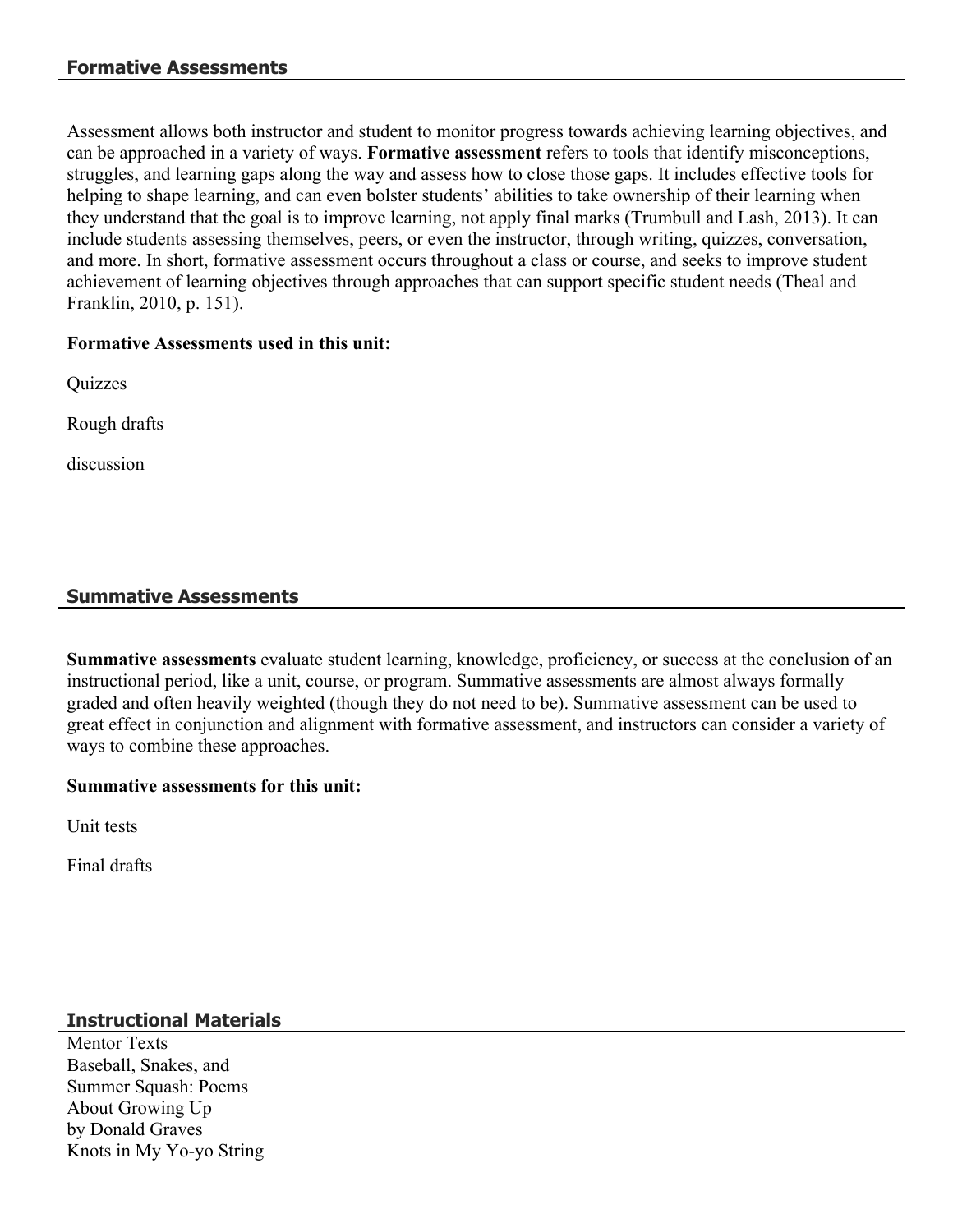## Formative Assessments

Assessment allows both instructor and student to monitor progress towards achieving learning objectives, and can be approached in a variety of ways. **Formative assessment** refers to tools that identify misconceptions, struggles, and learning gaps along the way and assess how to close those gaps. It includes effective tools for helping to shape learning, and can even bolster students' abilities to take ownership of their learning when they understand that the goal is to improve learning, not apply final marks (Trumbull and Lash, 2013). It can include students assessing themselves, peers, or even the instructor, through writing, quizzes, conversation, and more. In short, formative assessment occurs throughout a class or course, and seeks to improve student achievement of learning objectives through approaches that can support specific student needs (Theal and Franklin, 2010, p. 151).

**Formative Assessments used in this unit:**

Quizzes

Rough drafts

discussion

## Summative Assessments

**Summative assessments** evaluate student learning, knowledge, proficiency, or success at the conclusion of an instructional period, like a unit, course, or program. Summative assessments are almost always formally graded and often heavily weighted (though they do not need to be). Summative assessment can be used to great effect in conjunction and alignment with formative assessment, and instructors can consider a variety of ways to combine these approaches.

**Summative assessments for this unit:**

Unit tests

Final drafts

## Instructional Materials

Mentor Texts
Baseball, Snakes, and
Summer Squash: Poems
About Growing Up
by Donald Graves
Knots in My Yo-yo String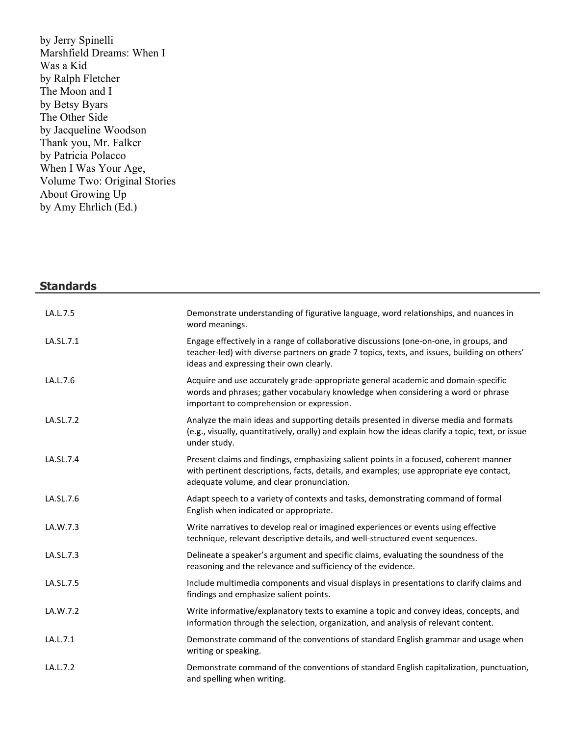by Jerry Spinelli
Marshfield Dreams: When I Was a Kid
by Ralph Fletcher
The Moon and I
by Betsy Byars
The Other Side
by Jacqueline Woodson
Thank you, Mr. Falker
by Patricia Polacco
When I Was Your Age, Volume Two: Original Stories About Growing Up
by Amy Ehrlich (Ed.)

## Standards

| | |
|---|---|
| LA.L.7.5 | Demonstrate understanding of figurative language, word relationships, and nuances in word meanings. |
| LA.SL.7.1 | Engage effectively in a range of collaborative discussions (one-on-one, in groups, and teacher-led) with diverse partners on grade 7 topics, texts, and issues, building on others' ideas and expressing their own clearly. |
| LA.L.7.6 | Acquire and use accurately grade-appropriate general academic and domain-specific words and phrases; gather vocabulary knowledge when considering a word or phrase important to comprehension or expression. |
| LA.SL.7.2 | Analyze the main ideas and supporting details presented in diverse media and formats (e.g., visually, quantitatively, orally) and explain how the ideas clarify a topic, text, or issue under study. |
| LA.SL.7.4 | Present claims and findings, emphasizing salient points in a focused, coherent manner with pertinent descriptions, facts, details, and examples; use appropriate eye contact, adequate volume, and clear pronunciation. |
| LA.SL.7.6 | Adapt speech to a variety of contexts and tasks, demonstrating command of formal English when indicated or appropriate. |
| LA.W.7.3 | Write narratives to develop real or imagined experiences or events using effective technique, relevant descriptive details, and well-structured event sequences. |
| LA.SL.7.3 | Delineate a speaker's argument and specific claims, evaluating the soundness of the reasoning and the relevance and sufficiency of the evidence. |
| LA.SL.7.5 | Include multimedia components and visual displays in presentations to clarify claims and findings and emphasize salient points. |
| LA.W.7.2 | Write informative/explanatory texts to examine a topic and convey ideas, concepts, and information through the selection, organization, and analysis of relevant content. |
| LA.L.7.1 | Demonstrate command of the conventions of standard English grammar and usage when writing or speaking. |
| LA.L.7.2 | Demonstrate command of the conventions of standard English capitalization, punctuation, and spelling when writing. |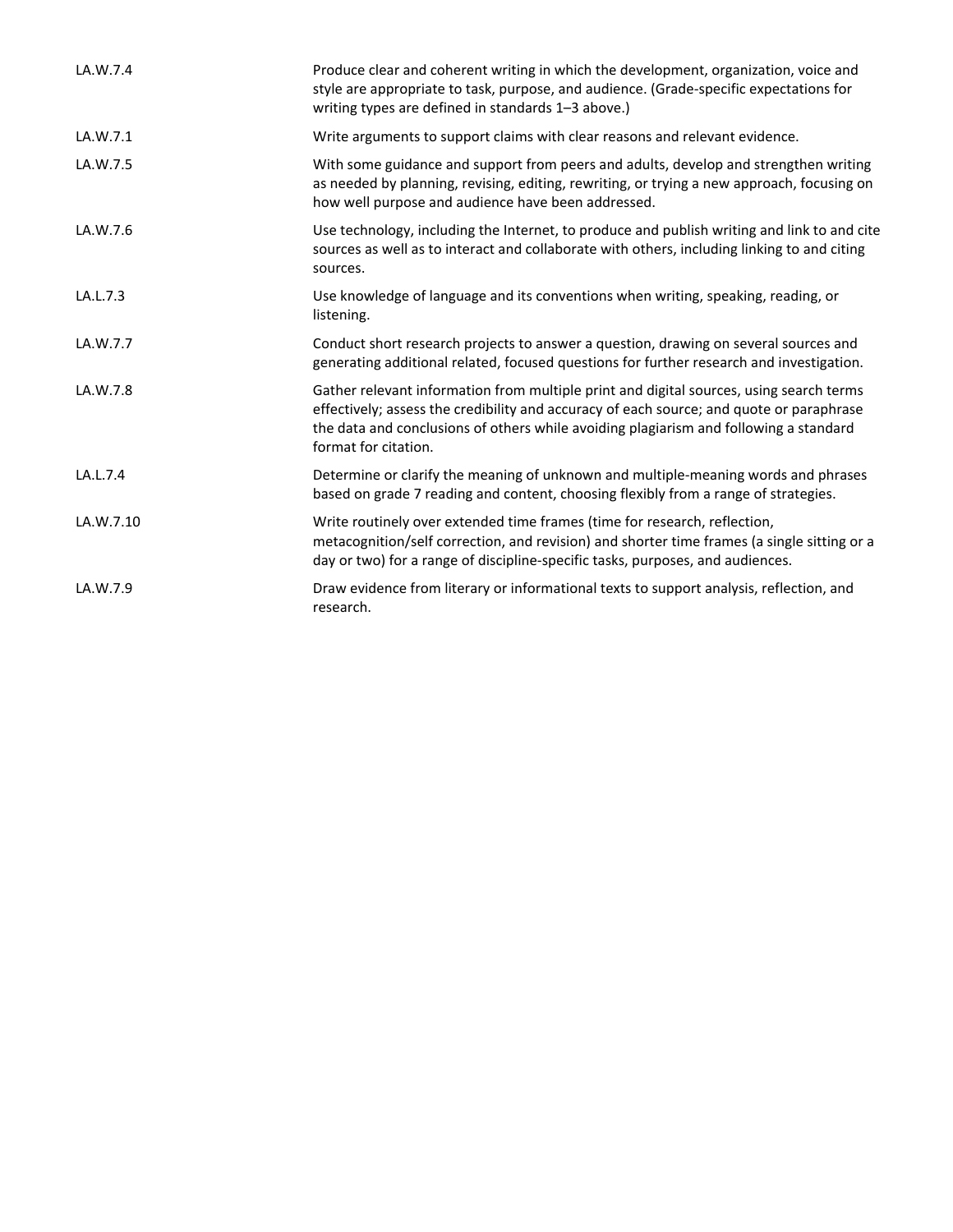| | |
|---|---|
| LA.W.7.4 | Produce clear and coherent writing in which the development, organization, voice and style are appropriate to task, purpose, and audience. (Grade-specific expectations for writing types are defined in standards 1–3 above.) |
| LA.W.7.1 | Write arguments to support claims with clear reasons and relevant evidence. |
| LA.W.7.5 | With some guidance and support from peers and adults, develop and strengthen writing as needed by planning, revising, editing, rewriting, or trying a new approach, focusing on how well purpose and audience have been addressed. |
| LA.W.7.6 | Use technology, including the Internet, to produce and publish writing and link to and cite sources as well as to interact and collaborate with others, including linking to and citing sources. |
| LA.L.7.3 | Use knowledge of language and its conventions when writing, speaking, reading, or listening. |
| LA.W.7.7 | Conduct short research projects to answer a question, drawing on several sources and generating additional related, focused questions for further research and investigation. |
| LA.W.7.8 | Gather relevant information from multiple print and digital sources, using search terms effectively; assess the credibility and accuracy of each source; and quote or paraphrase the data and conclusions of others while avoiding plagiarism and following a standard format for citation. |
| LA.L.7.4 | Determine or clarify the meaning of unknown and multiple-meaning words and phrases based on grade 7 reading and content, choosing flexibly from a range of strategies. |
| LA.W.7.10 | Write routinely over extended time frames (time for research, reflection, metacognition/self correction, and revision) and shorter time frames (a single sitting or a day or two) for a range of discipline-specific tasks, purposes, and audiences. |
| LA.W.7.9 | Draw evidence from literary or informational texts to support analysis, reflection, and research. |